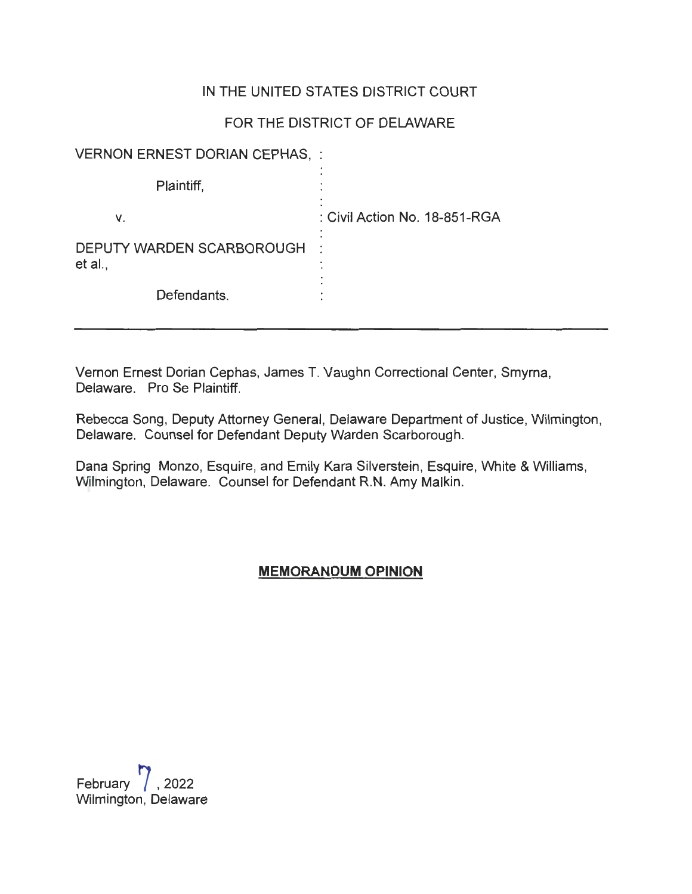IN THE UNITED STATES DISTRICT COURT

FOR THE DISTRICT OF DELAWARE

| | |
|---|---|
| VERNON ERNEST DORIAN CEPHAS, | : |
| Plaintiff, | : |
| v. | : Civil Action No. 18-851-RGA |
| DEPUTY WARDEN SCARBOROUGH et al., | : |
| Defendants. | : |

---

Vernon Ernest Dorian Cephas, James T. Vaughn Correctional Center, Smyrna, Delaware. Pro Se Plaintiff.

Rebecca Song, Deputy Attorney General, Delaware Department of Justice, Wilmington, Delaware. Counsel for Defendant Deputy Warden Scarborough.

Dana Spring Monzo, Esquire, and Emily Kara Silverstein, Esquire, White & Williams, Wilmington, Delaware. Counsel for Defendant R.N. Amy Malkin.

**MEMORANDUM OPINION**

February 7, 2022
Wilmington, Delaware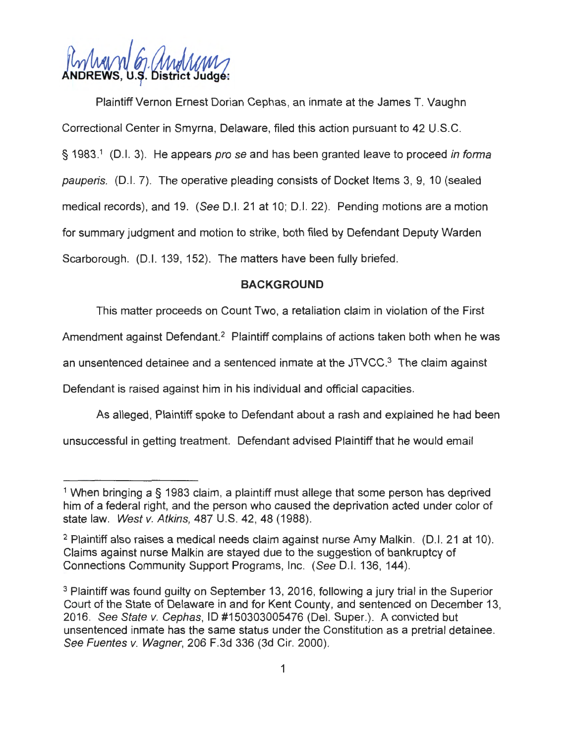ANDREWS, U.S. District Judge:

Plaintiff Vernon Ernest Dorian Cephas, an inmate at the James T. Vaughn Correctional Center in Smyrna, Delaware, filed this action pursuant to 42 U.S.C. § 1983.[1] (D.I. 3). He appears *pro se* and has been granted leave to proceed *in forma pauperis*. (D.I. 7). The operative pleading consists of Docket Items 3, 9, 10 (sealed medical records), and 19. (*See* D.I. 21 at 10; D.I. 22). Pending motions are a motion for summary judgment and motion to strike, both filed by Defendant Deputy Warden Scarborough. (D.I. 139, 152). The matters have been fully briefed.

## BACKGROUND

This matter proceeds on Count Two, a retaliation claim in violation of the First Amendment against Defendant.[2] Plaintiff complains of actions taken both when he was an unsentenced detainee and a sentenced inmate at the JTVCC.[3] The claim against Defendant is raised against him in his individual and official capacities.

As alleged, Plaintiff spoke to Defendant about a rash and explained he had been unsuccessful in getting treatment. Defendant advised Plaintiff that he would email

---

[1] When bringing a § 1983 claim, a plaintiff must allege that some person has deprived him of a federal right, and the person who caused the deprivation acted under color of state law. *West v. Atkins*, 487 U.S. 42, 48 (1988).

[2] Plaintiff also raises a medical needs claim against nurse Amy Malkin. (D.I. 21 at 10). Claims against nurse Malkin are stayed due to the suggestion of bankruptcy of Connections Community Support Programs, Inc. (*See* D.I. 136, 144).

[3] Plaintiff was found guilty on September 13, 2016, following a jury trial in the Superior Court of the State of Delaware in and for Kent County, and sentenced on December 13, 2016. *See State v. Cephas*, ID #150303005476 (Del. Super.). A convicted but unsentenced inmate has the same status under the Constitution as a pretrial detainee. *See Fuentes v. Wagner*, 206 F.3d 336 (3d Cir. 2000).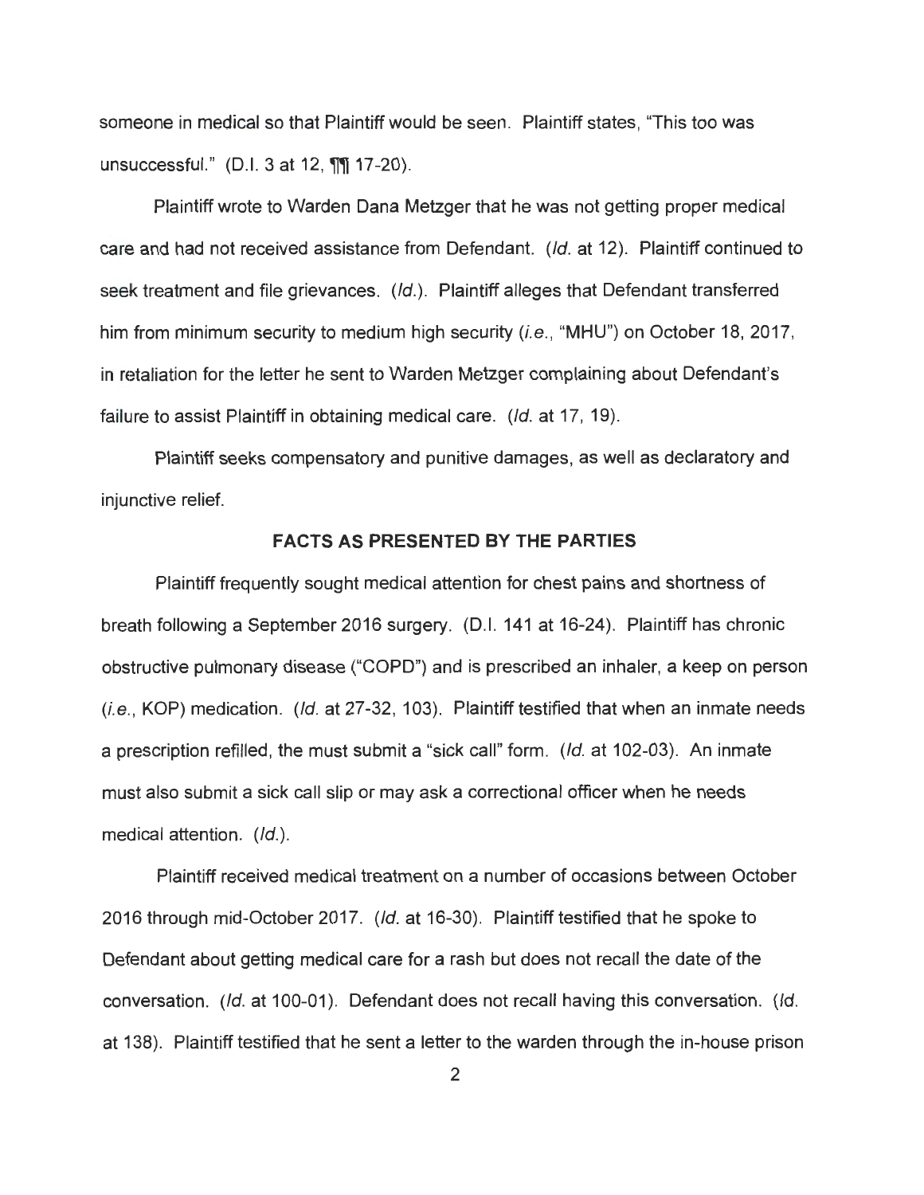someone in medical so that Plaintiff would be seen. Plaintiff states, "This too was unsuccessful." (D.I. 3 at 12, ¶¶ 17-20).

Plaintiff wrote to Warden Dana Metzger that he was not getting proper medical care and had not received assistance from Defendant. (*Id.* at 12). Plaintiff continued to seek treatment and file grievances. (*Id.*). Plaintiff alleges that Defendant transferred him from minimum security to medium high security (*i.e.*, "MHU") on October 18, 2017, in retaliation for the letter he sent to Warden Metzger complaining about Defendant's failure to assist Plaintiff in obtaining medical care. (*Id.* at 17, 19).

Plaintiff seeks compensatory and punitive damages, as well as declaratory and injunctive relief.

## FACTS AS PRESENTED BY THE PARTIES

Plaintiff frequently sought medical attention for chest pains and shortness of breath following a September 2016 surgery. (D.I. 141 at 16-24). Plaintiff has chronic obstructive pulmonary disease ("COPD") and is prescribed an inhaler, a keep on person (*i.e.*, KOP) medication. (*Id.* at 27-32, 103). Plaintiff testified that when an inmate needs a prescription refilled, the must submit a "sick call" form. (*Id.* at 102-03). An inmate must also submit a sick call slip or may ask a correctional officer when he needs medical attention. (*Id.*).

Plaintiff received medical treatment on a number of occasions between October 2016 through mid-October 2017. (*Id.* at 16-30). Plaintiff testified that he spoke to Defendant about getting medical care for a rash but does not recall the date of the conversation. (*Id.* at 100-01). Defendant does not recall having this conversation. (*Id.* at 138). Plaintiff testified that he sent a letter to the warden through the in-house prison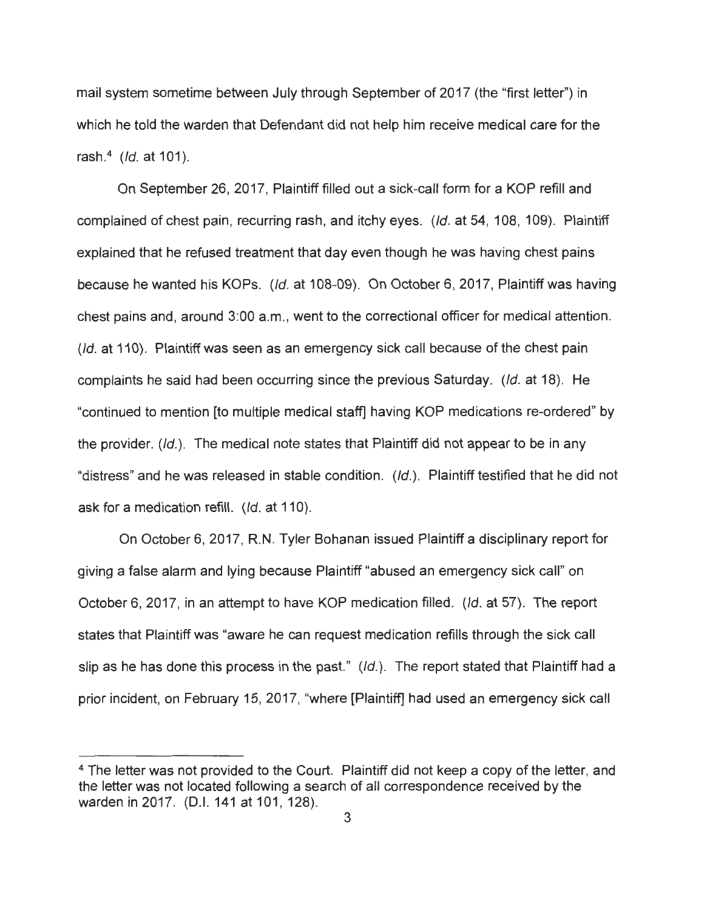mail system sometime between July through September of 2017 (the "first letter") in which he told the warden that Defendant did not help him receive medical care for the rash.[4] (*Id.* at 101).

On September 26, 2017, Plaintiff filled out a sick-call form for a KOP refill and complained of chest pain, recurring rash, and itchy eyes. (*Id.* at 54, 108, 109). Plaintiff explained that he refused treatment that day even though he was having chest pains because he wanted his KOPs. (*Id.* at 108-09). On October 6, 2017, Plaintiff was having chest pains and, around 3:00 a.m., went to the correctional officer for medical attention. (*Id.* at 110). Plaintiff was seen as an emergency sick call because of the chest pain complaints he said had been occurring since the previous Saturday. (*Id.* at 18). He "continued to mention [to multiple medical staff] having KOP medications re-ordered" by the provider. (*Id.*). The medical note states that Plaintiff did not appear to be in any "distress" and he was released in stable condition. (*Id.*). Plaintiff testified that he did not ask for a medication refill. (*Id.* at 110).

On October 6, 2017, R.N. Tyler Bohanan issued Plaintiff a disciplinary report for giving a false alarm and lying because Plaintiff "abused an emergency sick call" on October 6, 2017, in an attempt to have KOP medication filled. (*Id.* at 57). The report states that Plaintiff was "aware he can request medication refills through the sick call slip as he has done this process in the past." (*Id.*). The report stated that Plaintiff had a prior incident, on February 15, 2017, "where [Plaintiff] had used an emergency sick call

---

[4] The letter was not provided to the Court. Plaintiff did not keep a copy of the letter, and the letter was not located following a search of all correspondence received by the warden in 2017. (D.I. 141 at 101, 128).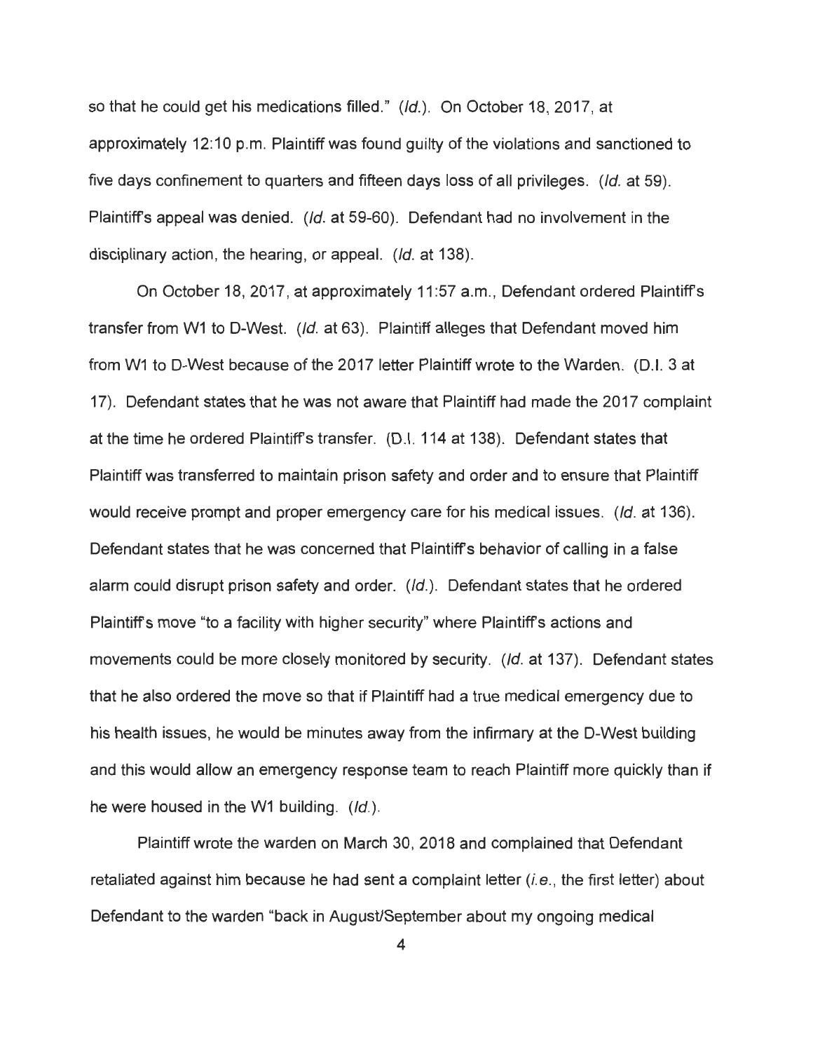so that he could get his medications filled." (*Id.*). On October 18, 2017, at approximately 12:10 p.m. Plaintiff was found guilty of the violations and sanctioned to five days confinement to quarters and fifteen days loss of all privileges. (*Id.* at 59). Plaintiff's appeal was denied. (*Id.* at 59-60). Defendant had no involvement in the disciplinary action, the hearing, or appeal. (*Id.* at 138).

On October 18, 2017, at approximately 11:57 a.m., Defendant ordered Plaintiff's transfer from W1 to D-West. (*Id.* at 63). Plaintiff alleges that Defendant moved him from W1 to D-West because of the 2017 letter Plaintiff wrote to the Warden. (D.I. 3 at 17). Defendant states that he was not aware that Plaintiff had made the 2017 complaint at the time he ordered Plaintiff's transfer. (D.I. 114 at 138). Defendant states that Plaintiff was transferred to maintain prison safety and order and to ensure that Plaintiff would receive prompt and proper emergency care for his medical issues. (*Id.* at 136). Defendant states that he was concerned that Plaintiff's behavior of calling in a false alarm could disrupt prison safety and order. (*Id.*). Defendant states that he ordered Plaintiff's move "to a facility with higher security" where Plaintiff's actions and movements could be more closely monitored by security. (*Id.* at 137). Defendant states that he also ordered the move so that if Plaintiff had a true medical emergency due to his health issues, he would be minutes away from the infirmary at the D-West building and this would allow an emergency response team to reach Plaintiff more quickly than if he were housed in the W1 building. (*Id.*).

Plaintiff wrote the warden on March 30, 2018 and complained that Defendant retaliated against him because he had sent a complaint letter (*i.e.*, the first letter) about Defendant to the warden "back in August/September about my ongoing medical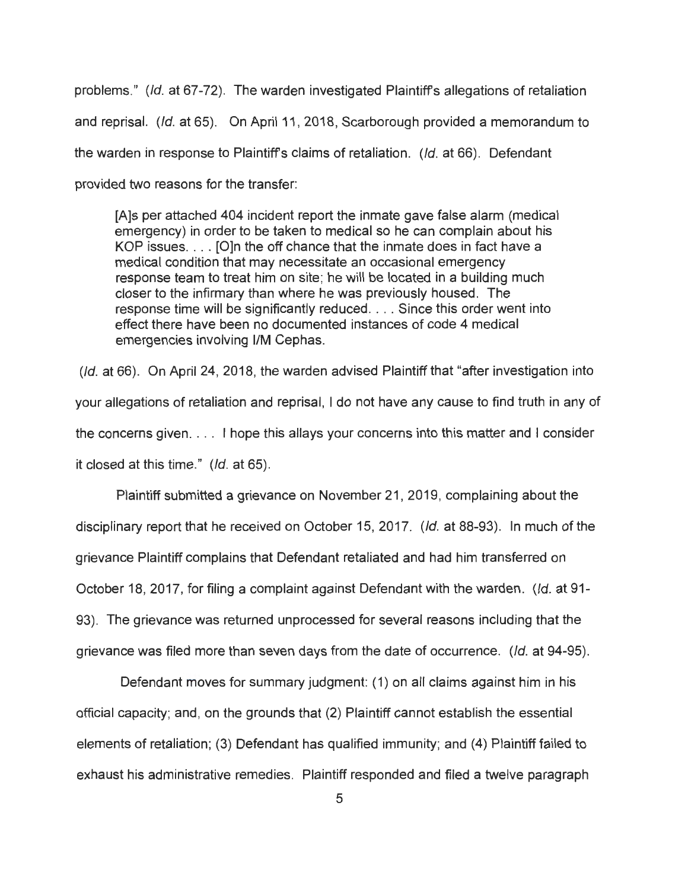problems." (*Id.* at 67-72). The warden investigated Plaintiff's allegations of retaliation and reprisal. (*Id.* at 65). On April 11, 2018, Scarborough provided a memorandum to the warden in response to Plaintiff's claims of retaliation. (*Id.* at 66). Defendant provided two reasons for the transfer:

> [A]s per attached 404 incident report the inmate gave false alarm (medical emergency) in order to be taken to medical so he can complain about his KOP issues. . . . [O]n the off chance that the inmate does in fact have a medical condition that may necessitate an occasional emergency response team to treat him on site; he will be located in a building much closer to the infirmary than where he was previously housed. The response time will be significantly reduced. . . . Since this order went into effect there have been no documented instances of code 4 medical emergencies involving I/M Cephas.

(*Id.* at 66). On April 24, 2018, the warden advised Plaintiff that "after investigation into your allegations of retaliation and reprisal, I do not have any cause to find truth in any of the concerns given. . . . I hope this allays your concerns into this matter and I consider it closed at this time." (*Id.* at 65).

Plaintiff submitted a grievance on November 21, 2019, complaining about the disciplinary report that he received on October 15, 2017. (*Id.* at 88-93). In much of the grievance Plaintiff complains that Defendant retaliated and had him transferred on October 18, 2017, for filing a complaint against Defendant with the warden. (*Id.* at 91-93). The grievance was returned unprocessed for several reasons including that the grievance was filed more than seven days from the date of occurrence. (*Id.* at 94-95).

Defendant moves for summary judgment: (1) on all claims against him in his official capacity; and, on the grounds that (2) Plaintiff cannot establish the essential elements of retaliation; (3) Defendant has qualified immunity; and (4) Plaintiff failed to exhaust his administrative remedies. Plaintiff responded and filed a twelve paragraph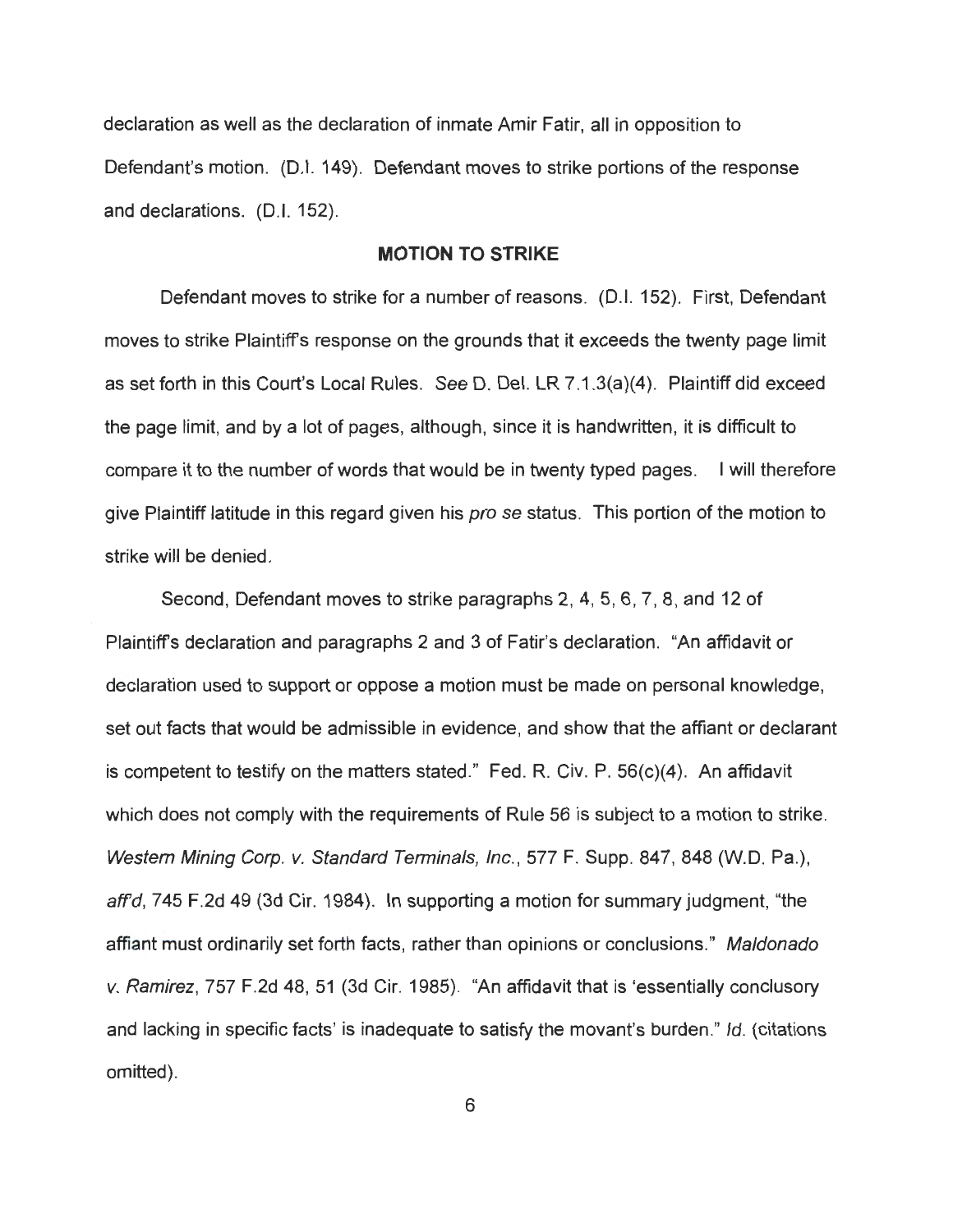declaration as well as the declaration of inmate Amir Fatir, all in opposition to Defendant's motion. (D.I. 149). Defendant moves to strike portions of the response and declarations. (D.I. 152).

## MOTION TO STRIKE

Defendant moves to strike for a number of reasons. (D.I. 152). First, Defendant moves to strike Plaintiff's response on the grounds that it exceeds the twenty page limit as set forth in this Court's Local Rules. *See* D. Del. LR 7.1.3(a)(4). Plaintiff did exceed the page limit, and by a lot of pages, although, since it is handwritten, it is difficult to compare it to the number of words that would be in twenty typed pages. I will therefore give Plaintiff latitude in this regard given his *pro se* status. This portion of the motion to strike will be denied.

Second, Defendant moves to strike paragraphs 2, 4, 5, 6, 7, 8, and 12 of Plaintiff's declaration and paragraphs 2 and 3 of Fatir's declaration. "An affidavit or declaration used to support or oppose a motion must be made on personal knowledge, set out facts that would be admissible in evidence, and show that the affiant or declarant is competent to testify on the matters stated." Fed. R. Civ. P. 56(c)(4). An affidavit which does not comply with the requirements of Rule 56 is subject to a motion to strike. *Western Mining Corp. v. Standard Terminals, Inc.*, 577 F. Supp. 847, 848 (W.D. Pa.), *aff'd*, 745 F.2d 49 (3d Cir. 1984). In supporting a motion for summary judgment, "the affiant must ordinarily set forth facts, rather than opinions or conclusions." *Maldonado v. Ramirez*, 757 F.2d 48, 51 (3d Cir. 1985). "An affidavit that is 'essentially conclusory and lacking in specific facts' is inadequate to satisfy the movant's burden." *Id.* (citations omitted).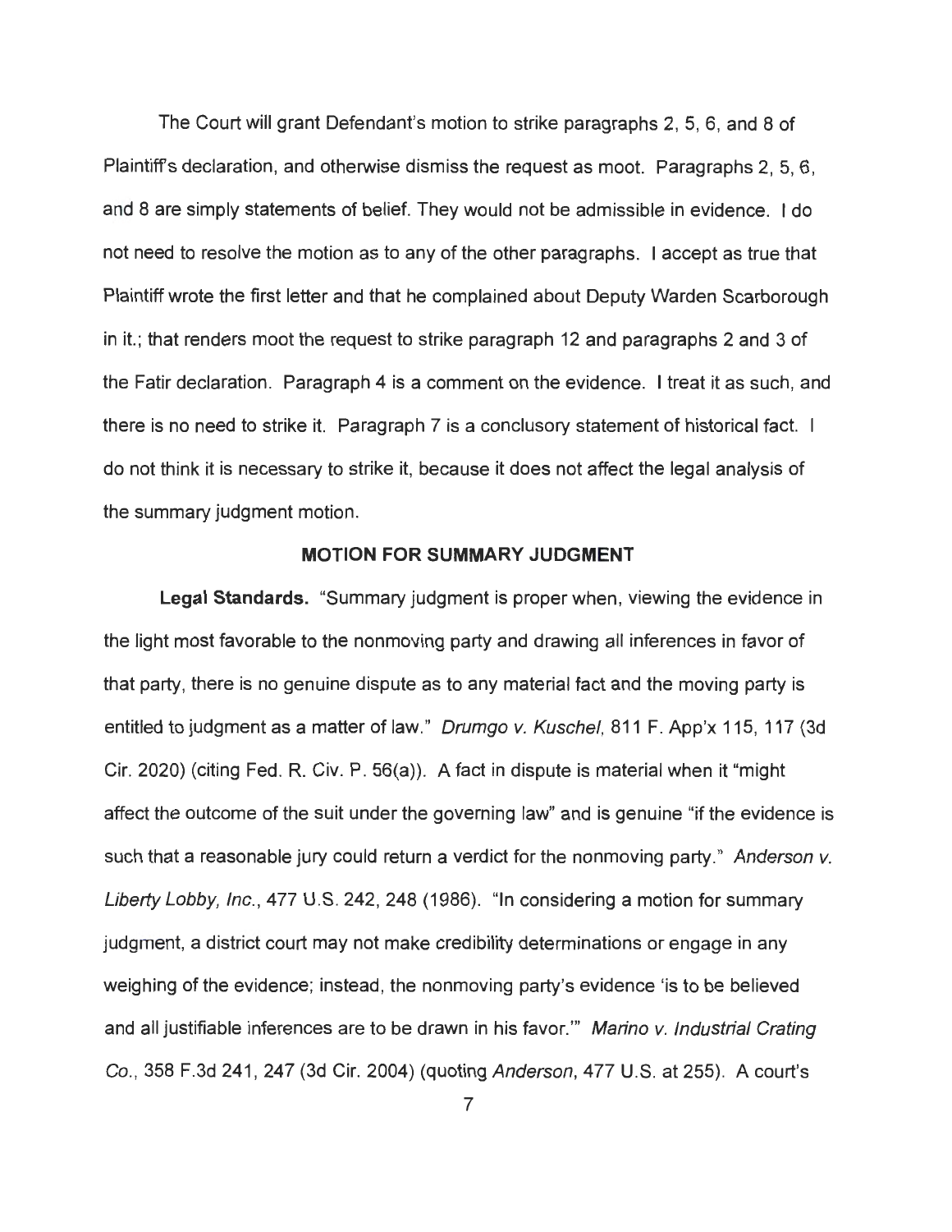The Court will grant Defendant's motion to strike paragraphs 2, 5, 6, and 8 of Plaintiff's declaration, and otherwise dismiss the request as moot. Paragraphs 2, 5, 6, and 8 are simply statements of belief. They would not be admissible in evidence. I do not need to resolve the motion as to any of the other paragraphs. I accept as true that Plaintiff wrote the first letter and that he complained about Deputy Warden Scarborough in it.; that renders moot the request to strike paragraph 12 and paragraphs 2 and 3 of the Fatir declaration. Paragraph 4 is a comment on the evidence. I treat it as such, and there is no need to strike it. Paragraph 7 is a conclusory statement of historical fact. I do not think it is necessary to strike it, because it does not affect the legal analysis of the summary judgment motion.

## MOTION FOR SUMMARY JUDGMENT

**Legal Standards.** "Summary judgment is proper when, viewing the evidence in the light most favorable to the nonmoving party and drawing all inferences in favor of that party, there is no genuine dispute as to any material fact and the moving party is entitled to judgment as a matter of law." *Drumgo v. Kuschel*, 811 F. App'x 115, 117 (3d Cir. 2020) (citing Fed. R. Civ. P. 56(a)). A fact in dispute is material when it "might affect the outcome of the suit under the governing law" and is genuine "if the evidence is such that a reasonable jury could return a verdict for the nonmoving party." *Anderson v. Liberty Lobby, Inc.*, 477 U.S. 242, 248 (1986). "In considering a motion for summary judgment, a district court may not make credibility determinations or engage in any weighing of the evidence; instead, the nonmoving party's evidence 'is to be believed and all justifiable inferences are to be drawn in his favor.'" *Marino v. Industrial Crating Co.*, 358 F.3d 241, 247 (3d Cir. 2004) (quoting *Anderson*, 477 U.S. at 255). A court's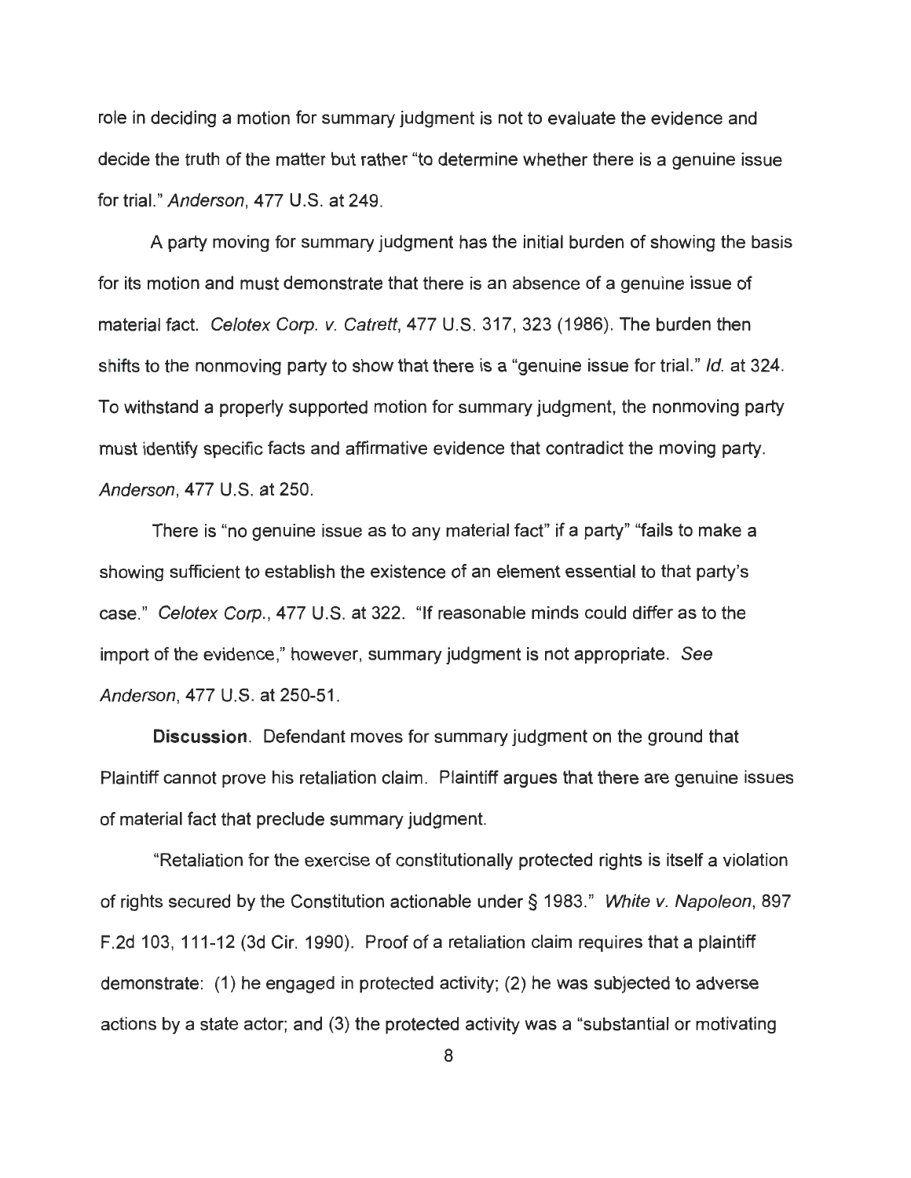role in deciding a motion for summary judgment is not to evaluate the evidence and decide the truth of the matter but rather "to determine whether there is a genuine issue for trial." *Anderson*, 477 U.S. at 249.

A party moving for summary judgment has the initial burden of showing the basis for its motion and must demonstrate that there is an absence of a genuine issue of material fact. *Celotex Corp. v. Catrett*, 477 U.S. 317, 323 (1986). The burden then shifts to the nonmoving party to show that there is a "genuine issue for trial." *Id.* at 324. To withstand a properly supported motion for summary judgment, the nonmoving party must identify specific facts and affirmative evidence that contradict the moving party. *Anderson*, 477 U.S. at 250.

There is "no genuine issue as to any material fact" if a party" "fails to make a showing sufficient to establish the existence of an element essential to that party's case." *Celotex Corp.*, 477 U.S. at 322. "If reasonable minds could differ as to the import of the evidence," however, summary judgment is not appropriate. *See Anderson*, 477 U.S. at 250-51.

**Discussion**. Defendant moves for summary judgment on the ground that Plaintiff cannot prove his retaliation claim. Plaintiff argues that there are genuine issues of material fact that preclude summary judgment.

"Retaliation for the exercise of constitutionally protected rights is itself a violation of rights secured by the Constitution actionable under § 1983." *White v. Napoleon*, 897 F.2d 103, 111-12 (3d Cir. 1990). Proof of a retaliation claim requires that a plaintiff demonstrate: (1) he engaged in protected activity; (2) he was subjected to adverse actions by a state actor; and (3) the protected activity was a "substantial or motivating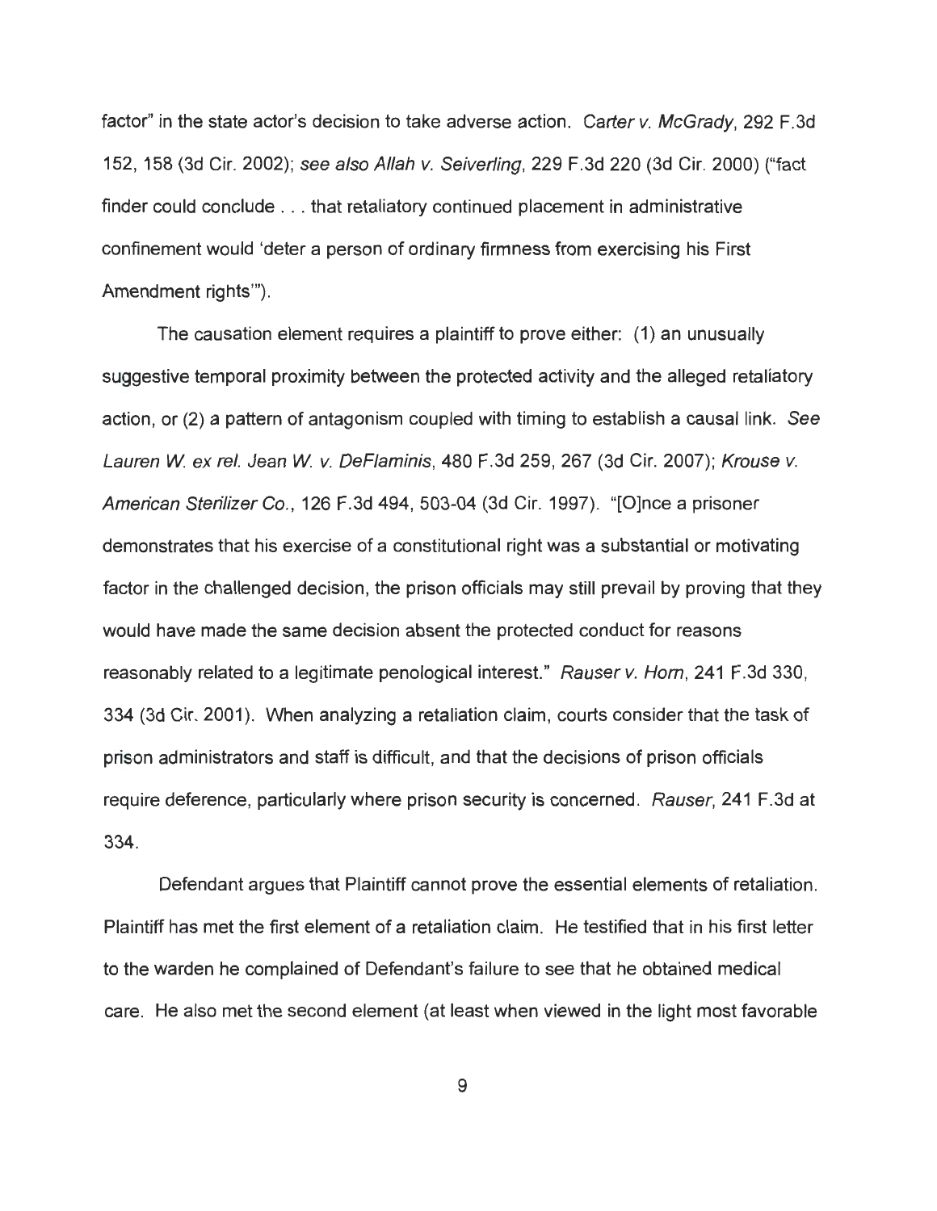factor" in the state actor's decision to take adverse action. *Carter v. McGrady*, 292 F.3d 152, 158 (3d Cir. 2002); *see also Allah v. Seiverling*, 229 F.3d 220 (3d Cir. 2000) ("fact finder could conclude . . . that retaliatory continued placement in administrative confinement would 'deter a person of ordinary firmness from exercising his First Amendment rights'").

The causation element requires a plaintiff to prove either: (1) an unusually suggestive temporal proximity between the protected activity and the alleged retaliatory action, or (2) a pattern of antagonism coupled with timing to establish a causal link. *See Lauren W. ex rel. Jean W. v. DeFlaminis*, 480 F.3d 259, 267 (3d Cir. 2007); *Krouse v. American Sterilizer Co.*, 126 F.3d 494, 503-04 (3d Cir. 1997). "[O]nce a prisoner demonstrates that his exercise of a constitutional right was a substantial or motivating factor in the challenged decision, the prison officials may still prevail by proving that they would have made the same decision absent the protected conduct for reasons reasonably related to a legitimate penological interest." *Rauser v. Horn*, 241 F.3d 330, 334 (3d Cir. 2001). When analyzing a retaliation claim, courts consider that the task of prison administrators and staff is difficult, and that the decisions of prison officials require deference, particularly where prison security is concerned. *Rauser*, 241 F.3d at 334.

Defendant argues that Plaintiff cannot prove the essential elements of retaliation. Plaintiff has met the first element of a retaliation claim. He testified that in his first letter to the warden he complained of Defendant's failure to see that he obtained medical care. He also met the second element (at least when viewed in the light most favorable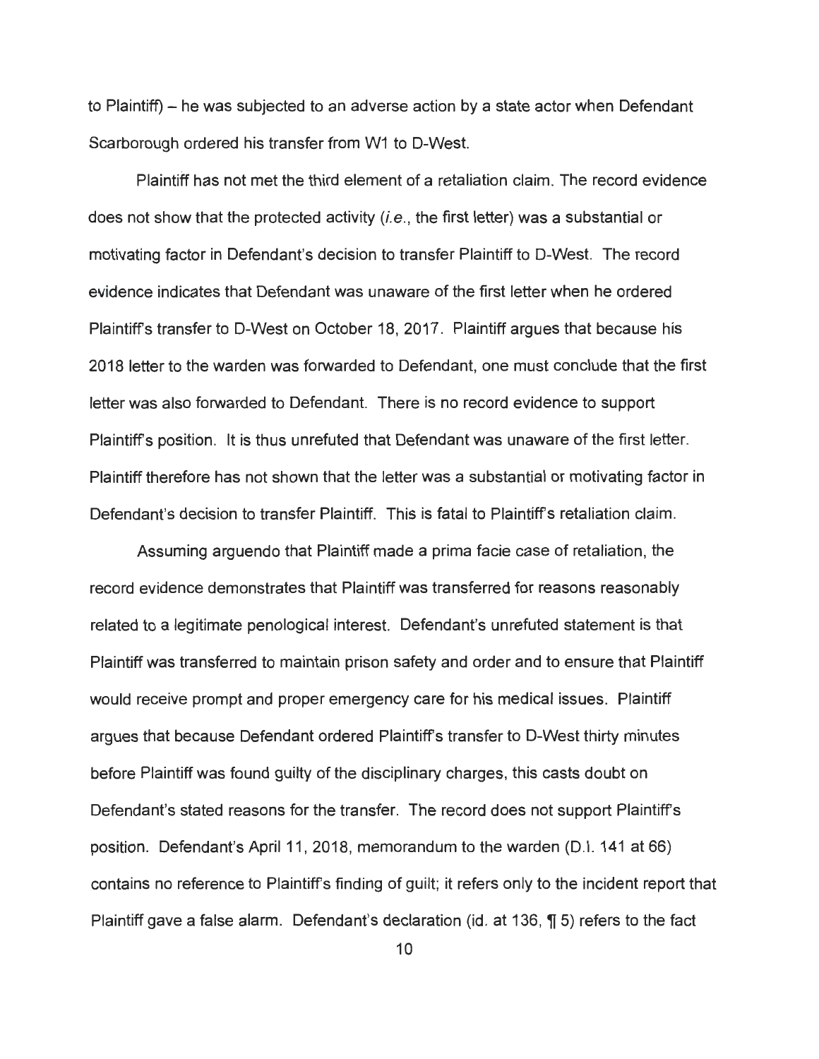to Plaintiff) – he was subjected to an adverse action by a state actor when Defendant Scarborough ordered his transfer from W1 to D-West.

Plaintiff has not met the third element of a retaliation claim. The record evidence does not show that the protected activity (*i.e.*, the first letter) was a substantial or motivating factor in Defendant's decision to transfer Plaintiff to D-West. The record evidence indicates that Defendant was unaware of the first letter when he ordered Plaintiff's transfer to D-West on October 18, 2017. Plaintiff argues that because his 2018 letter to the warden was forwarded to Defendant, one must conclude that the first letter was also forwarded to Defendant. There is no record evidence to support Plaintiff's position. It is thus unrefuted that Defendant was unaware of the first letter. Plaintiff therefore has not shown that the letter was a substantial or motivating factor in Defendant's decision to transfer Plaintiff. This is fatal to Plaintiff's retaliation claim.

Assuming arguendo that Plaintiff made a prima facie case of retaliation, the record evidence demonstrates that Plaintiff was transferred for reasons reasonably related to a legitimate penological interest. Defendant's unrefuted statement is that Plaintiff was transferred to maintain prison safety and order and to ensure that Plaintiff would receive prompt and proper emergency care for his medical issues. Plaintiff argues that because Defendant ordered Plaintiff's transfer to D-West thirty minutes before Plaintiff was found guilty of the disciplinary charges, this casts doubt on Defendant's stated reasons for the transfer. The record does not support Plaintiff's position. Defendant's April 11, 2018, memorandum to the warden (D.I. 141 at 66) contains no reference to Plaintiff's finding of guilt; it refers only to the incident report that Plaintiff gave a false alarm. Defendant's declaration (id. at 136, ¶ 5) refers to the fact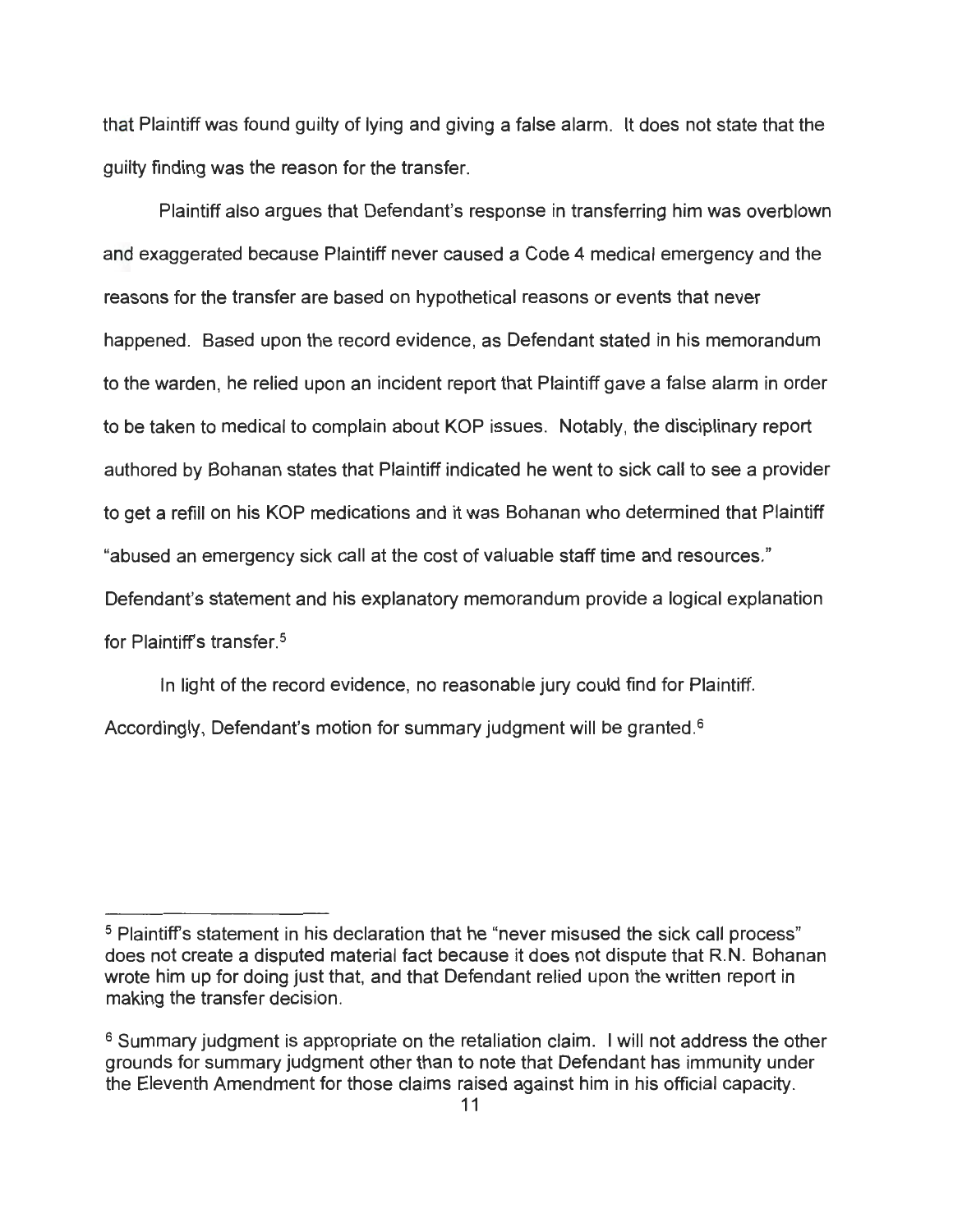that Plaintiff was found guilty of lying and giving a false alarm. It does not state that the guilty finding was the reason for the transfer.

Plaintiff also argues that Defendant's response in transferring him was overblown and exaggerated because Plaintiff never caused a Code 4 medical emergency and the reasons for the transfer are based on hypothetical reasons or events that never happened. Based upon the record evidence, as Defendant stated in his memorandum to the warden, he relied upon an incident report that Plaintiff gave a false alarm in order to be taken to medical to complain about KOP issues. Notably, the disciplinary report authored by Bohanan states that Plaintiff indicated he went to sick call to see a provider to get a refill on his KOP medications and it was Bohanan who determined that Plaintiff "abused an emergency sick call at the cost of valuable staff time and resources." Defendant's statement and his explanatory memorandum provide a logical explanation for Plaintiff's transfer.[5]

In light of the record evidence, no reasonable jury could find for Plaintiff. Accordingly, Defendant's motion for summary judgment will be granted.[6]

---

[5] Plaintiff's statement in his declaration that he "never misused the sick call process" does not create a disputed material fact because it does not dispute that R.N. Bohanan wrote him up for doing just that, and that Defendant relied upon the written report in making the transfer decision.

[6] Summary judgment is appropriate on the retaliation claim. I will not address the other grounds for summary judgment other than to note that Defendant has immunity under the Eleventh Amendment for those claims raised against him in his official capacity.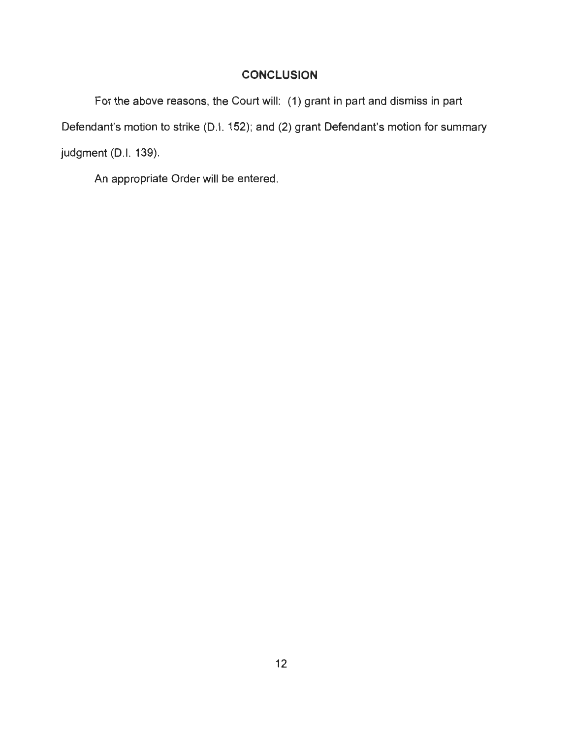## CONCLUSION

For the above reasons, the Court will: (1) grant in part and dismiss in part Defendant's motion to strike (D.I. 152); and (2) grant Defendant's motion for summary judgment (D.I. 139).

An appropriate Order will be entered.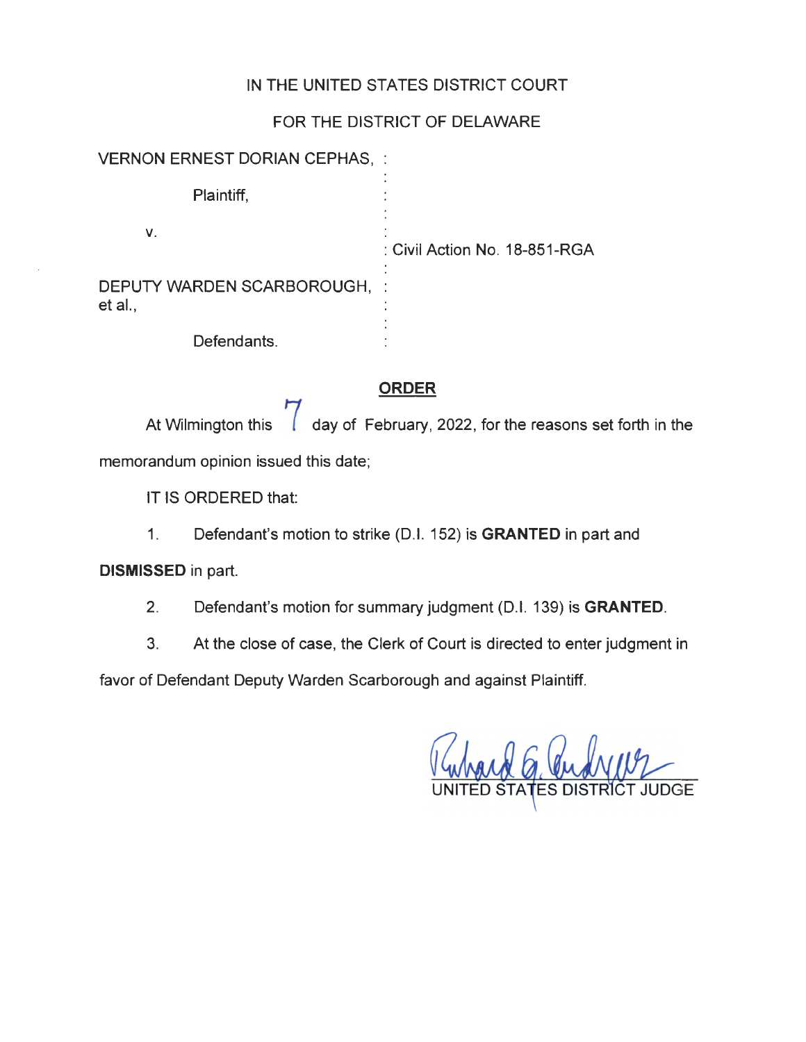IN THE UNITED STATES DISTRICT COURT

FOR THE DISTRICT OF DELAWARE

| | |
|---|---|
| VERNON ERNEST DORIAN CEPHAS, | : |
| Plaintiff, | : |
| v. | : Civil Action No. 18-851-RGA |
| DEPUTY WARDEN SCARBOROUGH, et al., | : |
| Defendants. | : |

**ORDER**

At Wilmington this 7 day of February, 2022, for the reasons set forth in the memorandum opinion issued this date;

IT IS ORDERED that:

1. Defendant's motion to strike (D.I. 152) is **GRANTED** in part and **DISMISSED** in part.

2. Defendant's motion for summary judgment (D.I. 139) is **GRANTED**.

3. At the close of case, the Clerk of Court is directed to enter judgment in favor of Defendant Deputy Warden Scarborough and against Plaintiff.

Richard G. Andrews

UNITED STATES DISTRICT JUDGE